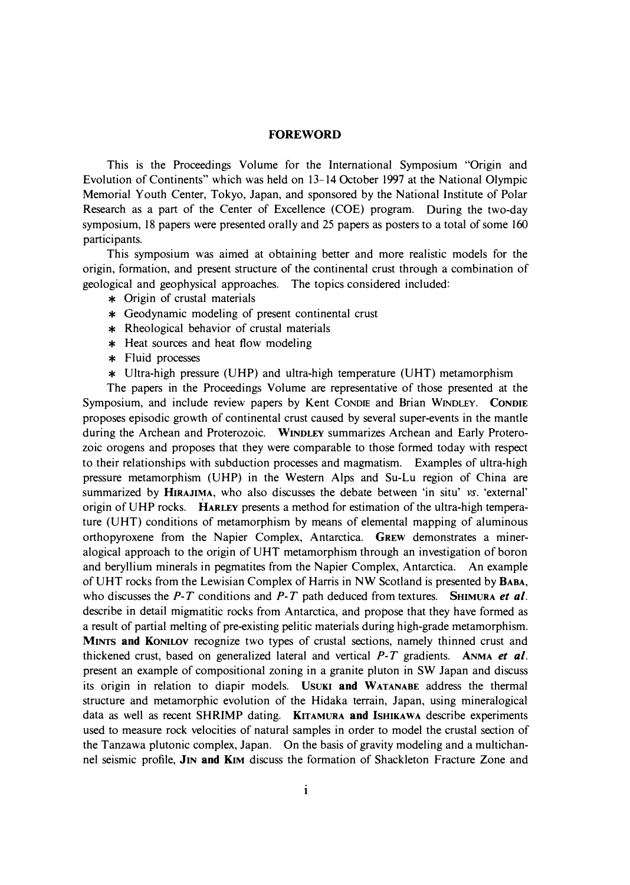# FOREWORD

This is the Proceedings Volume for the International Symposium "Origin and Evolution of Continents" which was held on 13–14 October 1997 at the National Olympic Memorial Youth Center, Tokyo, Japan, and sponsored by the National Institute of Polar Research as a part of the Center of Excellence (COE) program. During the two-day symposium, 18 papers were presented orally and 25 papers as posters to a total of some 160 participants.

This symposium was aimed at obtaining better and more realistic models for the origin, formation, and present structure of the continental crust through a combination of geological and geophysical approaches. The topics considered included:

* Origin of crustal materials
* Geodynamic modeling of present continental crust
* Rheological behavior of crustal materials
* Heat sources and heat flow modeling
* Fluid processes
* Ultra-high pressure (UHP) and ultra-high temperature (UHT) metamorphism

The papers in the Proceedings Volume are representative of those presented at the Symposium, and include review papers by Kent **CONDIE** and Brian **WINDLEY**. **CONDIE** proposes episodic growth of continental crust caused by several super-events in the mantle during the Archean and Proterozoic. **WINDLEY** summarizes Archean and Early Proterozoic orogens and proposes that they were comparable to those formed today with respect to their relationships with subduction processes and magmatism. Examples of ultra-high pressure metamorphism (UHP) in the Western Alps and Su-Lu region of China are summarized by **HIRAJIMA**, who also discusses the debate between 'in situ' *vs.* 'external' origin of UHP rocks. **HARLEY** presents a method for estimation of the ultra-high temperature (UHT) conditions of metamorphism by means of elemental mapping of aluminous orthopyroxene from the Napier Complex, Antarctica. **GREW** demonstrates a mineralogical approach to the origin of UHT metamorphism through an investigation of boron and beryllium minerals in pegmatites from the Napier Complex, Antarctica. An example of UHT rocks from the Lewisian Complex of Harris in NW Scotland is presented by **BABA**, who discusses the $P$-$T$ conditions and $P$-$T$ path deduced from textures. **SHIMURA *et al.*** describe in detail migmatitic rocks from Antarctica, and propose that they have formed as a result of partial melting of pre-existing pelitic materials during high-grade metamorphism. **MINTS and KONILOV** recognize two types of crustal sections, namely thinned crust and thickened crust, based on generalized lateral and vertical $P$-$T$ gradients. **ANMA *et al.*** present an example of compositional zoning in a granite pluton in SW Japan and discuss its origin in relation to diapir models. **USUKI and WATANABE** address the thermal structure and metamorphic evolution of the Hidaka terrain, Japan, using mineralogical data as well as recent SHRIMP dating. **KITAMURA and ISHIKAWA** describe experiments used to measure rock velocities of natural samples in order to model the crustal section of the Tanzawa plutonic complex, Japan. On the basis of gravity modeling and a multichannel seismic profile, **JIN and KIM** discuss the formation of Shackleton Fracture Zone and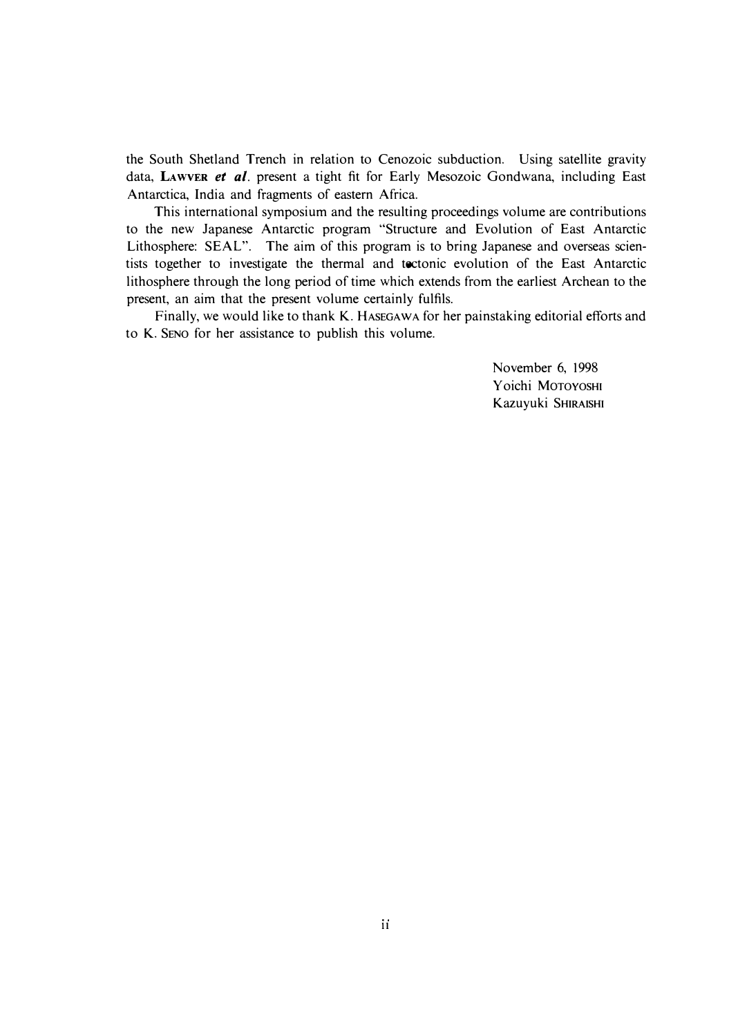the South Shetland Trench in relation to Cenozoic subduction. Using satellite gravity data, **Lawver** ***et al.*** present a tight fit for Early Mesozoic Gondwana, including East Antarctica, India and fragments of eastern Africa.

This international symposium and the resulting proceedings volume are contributions to the new Japanese Antarctic program "Structure and Evolution of East Antarctic Lithosphere: SEAL". The aim of this program is to bring Japanese and overseas scientists together to investigate the thermal and tectonic evolution of the East Antarctic lithosphere through the long period of time which extends from the earliest Archean to the present, an aim that the present volume certainly fulfils.

Finally, we would like to thank K. Hasegawa for her painstaking editorial efforts and to K. Seno for her assistance to publish this volume.

November 6, 1998
Yoichi Motoyoshi
Kazuyuki Shiraishi